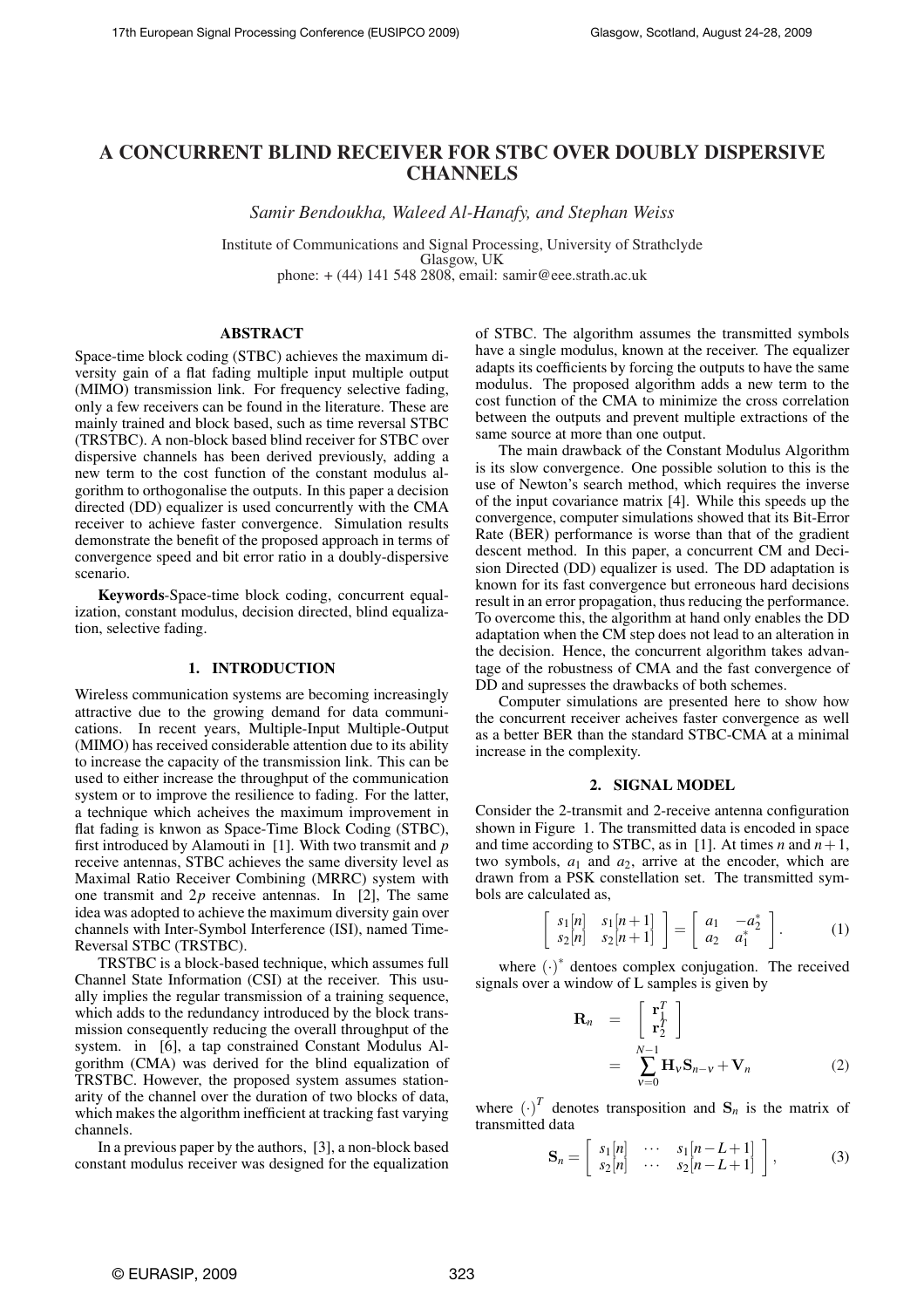# A CONCURRENT BLIND RECEIVER FOR STBC OVER DOUBLY DISPERSIVE CHANNELS

*Samir Bendoukha, Waleed Al-Hanafy, and Stephan Weiss*

Institute of Communications and Signal Processing, University of Strathclyde
Glasgow, UK
phone: + (44) 141 548 2808, email: samir@eee.strath.ac.uk

## ABSTRACT

Space-time block coding (STBC) achieves the maximum diversity gain of a flat fading multiple input multiple output (MIMO) transmission link. For frequency selective fading, only a few receivers can be found in the literature. These are mainly trained and block based, such as time reversal STBC (TRSTBC). A non-block based blind receiver for STBC over dispersive channels has been derived previously, adding a new term to the cost function of the constant modulus algorithm to orthogonalise the outputs. In this paper a decision directed (DD) equalizer is used concurrently with the CMA receiver to achieve faster convergence. Simulation results demonstrate the benefit of the proposed approach in terms of convergence speed and bit error ratio in a doubly-dispersive scenario.

**Keywords**-Space-time block coding, concurrent equalization, constant modulus, decision directed, blind equalization, selective fading.

## 1. INTRODUCTION

Wireless communication systems are becoming increasingly attractive due to the growing demand for data communications. In recent years, Multiple-Input Multiple-Output (MIMO) has received considerable attention due to its ability to increase the capacity of the transmission link. This can be used to either increase the throughput of the communication system or to improve the resilience to fading. For the latter, a technique which acheives the maximum improvement in flat fading is knwon as Space-Time Block Coding (STBC), first introduced by Alamouti in [1]. With two transmit and $p$ receive antennas, STBC achieves the same diversity level as Maximal Ratio Receiver Combining (MRRC) system with one transmit and $2p$ receive antennas. In [2], The same idea was adopted to achieve the maximum diversity gain over channels with Inter-Symbol Interference (ISI), named Time-Reversal STBC (TRSTBC).

TRSTBC is a block-based technique, which assumes full Channel State Information (CSI) at the receiver. This usually implies the regular transmission of a training sequence, which adds to the redundancy introduced by the block transmission consequently reducing the overall throughput of the system. in [6], a tap constrained Constant Modulus Algorithm (CMA) was derived for the blind equalization of TRSTBC. However, the proposed system assumes stationarity of the channel over the duration of two blocks of data, which makes the algorithm inefficient at tracking fast varying channels.

In a previous paper by the authors, [3], a non-block based constant modulus receiver was designed for the equalization of STBC. The algorithm assumes the transmitted symbols have a single modulus, known at the receiver. The equalizer adapts its coefficients by forcing the outputs to have the same modulus. The proposed algorithm adds a new term to the cost function of the CMA to minimize the cross correlation between the outputs and prevent multiple extractions of the same source at more than one output.

The main drawback of the Constant Modulus Algorithm is its slow convergence. One possible solution to this is the use of Newton's search method, which requires the inverse of the input covariance matrix [4]. While this speeds up the convergence, computer simulations showed that its Bit-Error Rate (BER) performance is worse than that of the gradient descent method. In this paper, a concurrent CM and Decision Directed (DD) equalizer is used. The DD adaptation is known for its fast convergence but erroneous hard decisions result in an error propagation, thus reducing the performance. To overcome this, the algorithm at hand only enables the DD adaptation when the CM step does not lead to an alteration in the decision. Hence, the concurrent algorithm takes advantage of the robustness of CMA and the fast convergence of DD and supresses the drawbacks of both schemes.

Computer simulations are presented here to show how the concurrent receiver acheives faster convergence as well as a better BER than the standard STBC-CMA at a minimal increase in the complexity.

## 2. SIGNAL MODEL

Consider the 2-transmit and 2-receive antenna configuration shown in Figure 1. The transmitted data is encoded in space and time according to STBC, as in [1]. At times $n$ and $n+1$, two symbols, $a_1$ and $a_2$, arrive at the encoder, which are drawn from a PSK constellation set. The transmitted symbols are calculated as,

$$\begin{bmatrix} s_1[n] & s_1[n+1] \\ s_2[n] & s_2[n+1] \end{bmatrix} = \begin{bmatrix} a_1 & -a_2^* \\ a_2 & a_1^* \end{bmatrix}. \tag{1}$$

where $(\cdot)^*$ dentoes complex conjugation. The received signals over a window of L samples is given by

$$\begin{aligned} \mathbf{R}_n &= \begin{bmatrix} \mathbf{r}_1^T \\ \mathbf{r}_2^T \end{bmatrix} \\ &= \sum_{v=0}^{N-1} \mathbf{H}_v \mathbf{S}_{n-v} + \mathbf{V}_n \end{aligned} \tag{2}$$

where $(\cdot)^T$ denotes transposition and $\mathbf{S}_n$ is the matrix of transmitted data

$$\mathbf{S}_n = \begin{bmatrix} s_1[n] & \cdots & s_1[n-L+1] \\ s_2[n] & \cdots & s_2[n-L+1] \end{bmatrix}, \tag{3}$$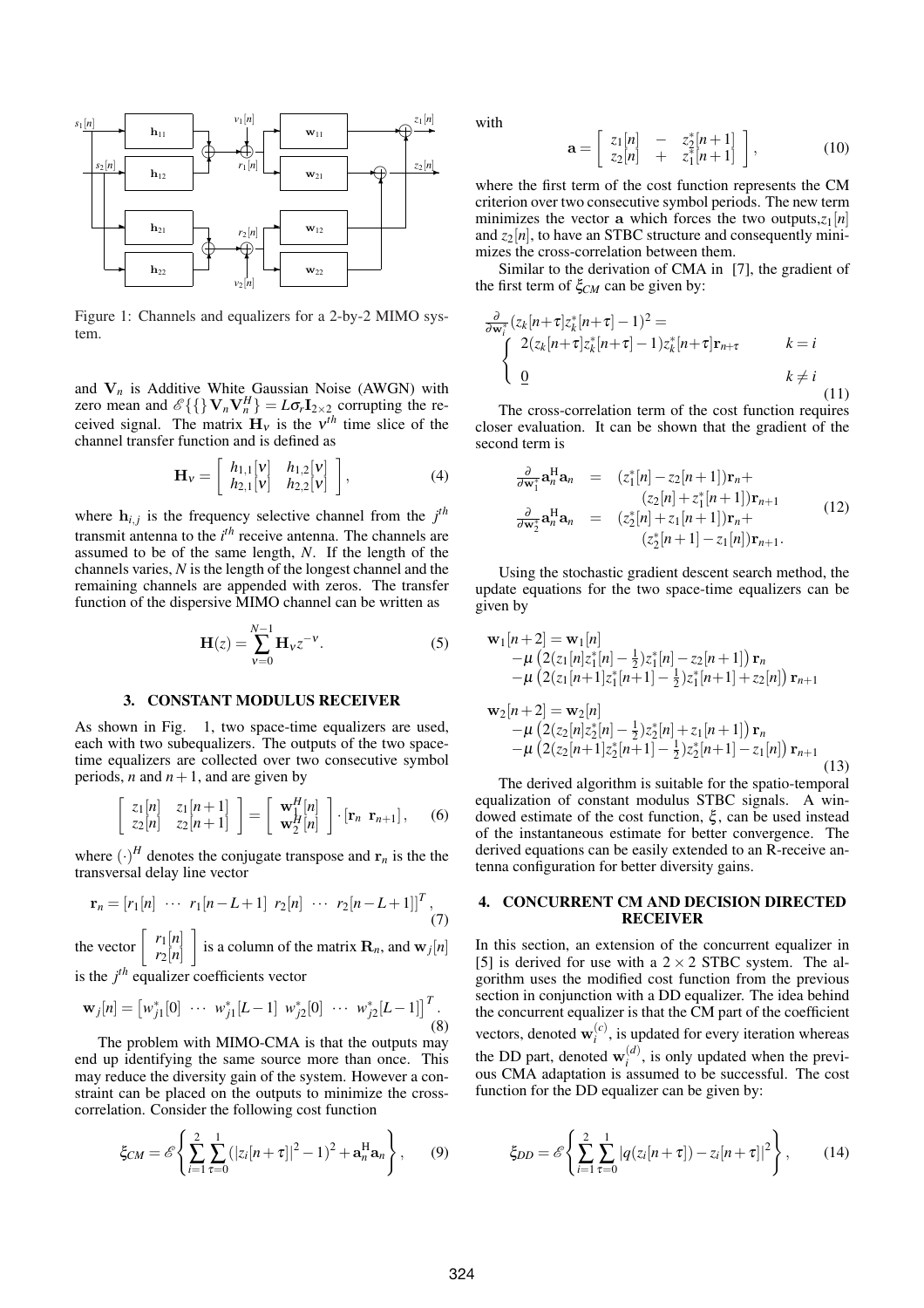Figure 1: Channels and equalizers for a 2-by-2 MIMO system.

and $\mathbf{V}_n$ is Additive White Gaussian Noise (AWGN) with zero mean and $\mathscr{E}\{\{\}\mathbf{V}_n\mathbf{V}_n^H\} = L\sigma_r\mathbf{I}_{2\times 2}$ corrupting the received signal. The matrix $\mathbf{H}_\nu$ is the $\nu^{th}$ time slice of the channel transfer function and is defined as

$$\mathbf{H}_\nu = \begin{bmatrix} h_{1,1}[\nu] & h_{1,2}[\nu] \\ h_{2,1}[\nu] & h_{2,2}[\nu] \end{bmatrix}, \tag{4}$$

where $\mathbf{h}_{i,j}$ is the frequency selective channel from the $j^{th}$ transmit antenna to the $i^{th}$ receive antenna. The channels are assumed to be of the same length, $N$. If the length of the channels varies, $N$ is the length of the longest channel and the remaining channels are appended with zeros. The transfer function of the dispersive MIMO channel can be written as

$$\mathbf{H}(z) = \sum_{\nu=0}^{N-1} \mathbf{H}_\nu z^{-\nu}. \tag{5}$$

## 3. CONSTANT MODULUS RECEIVER

As shown in Fig. 1, two space-time equalizers are used, each with two subequalizers. The outputs of the two space-time equalizers are collected over two consecutive symbol periods, $n$ and $n+1$, and are given by

$$\begin{bmatrix} z_1[n] & z_1[n+1] \\ z_2[n] & z_2[n+1] \end{bmatrix} = \begin{bmatrix} \mathbf{w}_1^H[n] \\ \mathbf{w}_2^H[n] \end{bmatrix} \cdot [\mathbf{r}_n \;\; \mathbf{r}_{n+1}], \tag{6}$$

where $(\cdot)^H$ denotes the conjugate transpose and $\mathbf{r}_n$ is the the transversal delay line vector

$$\mathbf{r}_n = [r_1[n] \;\; \cdots \;\; r_1[n-L+1] \;\; r_2[n] \;\; \cdots \;\; r_2[n-L+1]]^T, \tag{7}$$

the vector $\begin{bmatrix} r_1[n] \\ r_2[n] \end{bmatrix}$ is a column of the matrix $\mathbf{R}_n$, and $\mathbf{w}_j[n]$ is the $j^{th}$ equalizer coefficients vector

$$\mathbf{w}_j[n] = \left[w_{j1}^*[0] \;\; \cdots \;\; w_{j1}^*[L-1] \;\; w_{j2}^*[0] \;\; \cdots \;\; w_{j2}^*[L-1]\right]^T. \tag{8}$$

The problem with MIMO-CMA is that the outputs may end up identifying the same source more than once. This may reduce the diversity gain of the system. However a constraint can be placed on the outputs to minimize the cross-correlation. Consider the following cost function

$$\xi_{CM} = \mathscr{E}\left\{\sum_{i=1}^{2}\sum_{\tau=0}^{1}(|z_i[n+\tau]|^2-1)^2 + \mathbf{a}_n^{\mathrm{H}}\mathbf{a}_n\right\}, \tag{9}$$

with

$$\mathbf{a} = \begin{bmatrix} z_1[n] & - & z_2^*[n+1] \\ z_2[n] & + & z_1^*[n+1] \end{bmatrix}, \tag{10}$$

where the first term of the cost function represents the CM criterion over two consecutive symbol periods. The new term minimizes the vector $\mathbf{a}$ which forces the two outputs,$z_1[n]$ and $z_2[n]$, to have an STBC structure and consequently minimizes the cross-correlation between them.

Similar to the derivation of CMA in [7], the gradient of the first term of $\xi_{CM}$ can be given by:

$$\frac{\partial}{\partial \mathbf{w}_i^*}(z_k[n+\tau]z_k^*[n+\tau]-1)^2 = \begin{cases} 2(z_k[n+\tau]z_k^*[n+\tau]-1)z_k^*[n+\tau]\mathbf{r}_{n+\tau} & k=i \\ \underline{0} & k \neq i \end{cases} \tag{11}$$

The cross-correlation term of the cost function requires closer evaluation. It can be shown that the gradient of the second term is

$$\begin{aligned} \frac{\partial}{\partial \mathbf{w}_1^*}\mathbf{a}_n^{\mathrm{H}}\mathbf{a}_n &= (z_1^*[n]-z_2[n+1])\mathbf{r}_n + \\ &\quad (z_2[n]+z_1^*[n+1])\mathbf{r}_{n+1} \\ \frac{\partial}{\partial \mathbf{w}_2^*}\mathbf{a}_n^{\mathrm{H}}\mathbf{a}_n &= (z_2^*[n]+z_1[n+1])\mathbf{r}_n + \\ &\quad (z_2^*[n+1]-z_1[n])\mathbf{r}_{n+1}. \end{aligned} \tag{12}$$

Using the stochastic gradient descent search method, the update equations for the two space-time equalizers can be given by

$$\begin{aligned} \mathbf{w}_1[n+2] &= \mathbf{w}_1[n] \\ &\quad -\mu\left(2(z_1[n]z_1^*[n]-\tfrac{1}{2})z_1^*[n]-z_2[n+1]\right)\mathbf{r}_n \\ &\quad -\mu\left(2(z_1[n+1]z_1^*[n+1]-\tfrac{1}{2})z_1^*[n+1]+z_2[n]\right)\mathbf{r}_{n+1} \\ \mathbf{w}_2[n+2] &= \mathbf{w}_2[n] \\ &\quad -\mu\left(2(z_2[n]z_2^*[n]-\tfrac{1}{2})z_2^*[n]+z_1[n+1]\right)\mathbf{r}_n \\ &\quad -\mu\left(2(z_2[n+1]z_2^*[n+1]-\tfrac{1}{2})z_2^*[n+1]-z_1[n]\right)\mathbf{r}_{n+1} \end{aligned} \tag{13}$$

The derived algorithm is suitable for the spatio-temporal equalization of constant modulus STBC signals. A windowed estimate of the cost function, $\xi$, can be used instead of the instantaneous estimate for better convergence. The derived equations can be easily extended to an R-receive antenna configuration for better diversity gains.

## 4. CONCURRENT CM AND DECISION DIRECTED RECEIVER

In this section, an extension of the concurrent equalizer in [5] is derived for use with a $2\times 2$ STBC system. The algorithm uses the modified cost function from the previous section in conjunction with a DD equalizer. The idea behind the concurrent equalizer is that the CM part of the coefficient vectors, denoted $\mathbf{w}_i^{(c)}$, is updated for every iteration whereas the DD part, denoted $\mathbf{w}_i^{(d)}$, is only updated when the previous CMA adaptation is assumed to be successful. The cost function for the DD equalizer can be given by:

$$\xi_{DD} = \mathscr{E}\left\{\sum_{i=1}^{2}\sum_{\tau=0}^{1}|q(z_i[n+\tau])-z_i[n+\tau]|^2\right\}, \tag{14}$$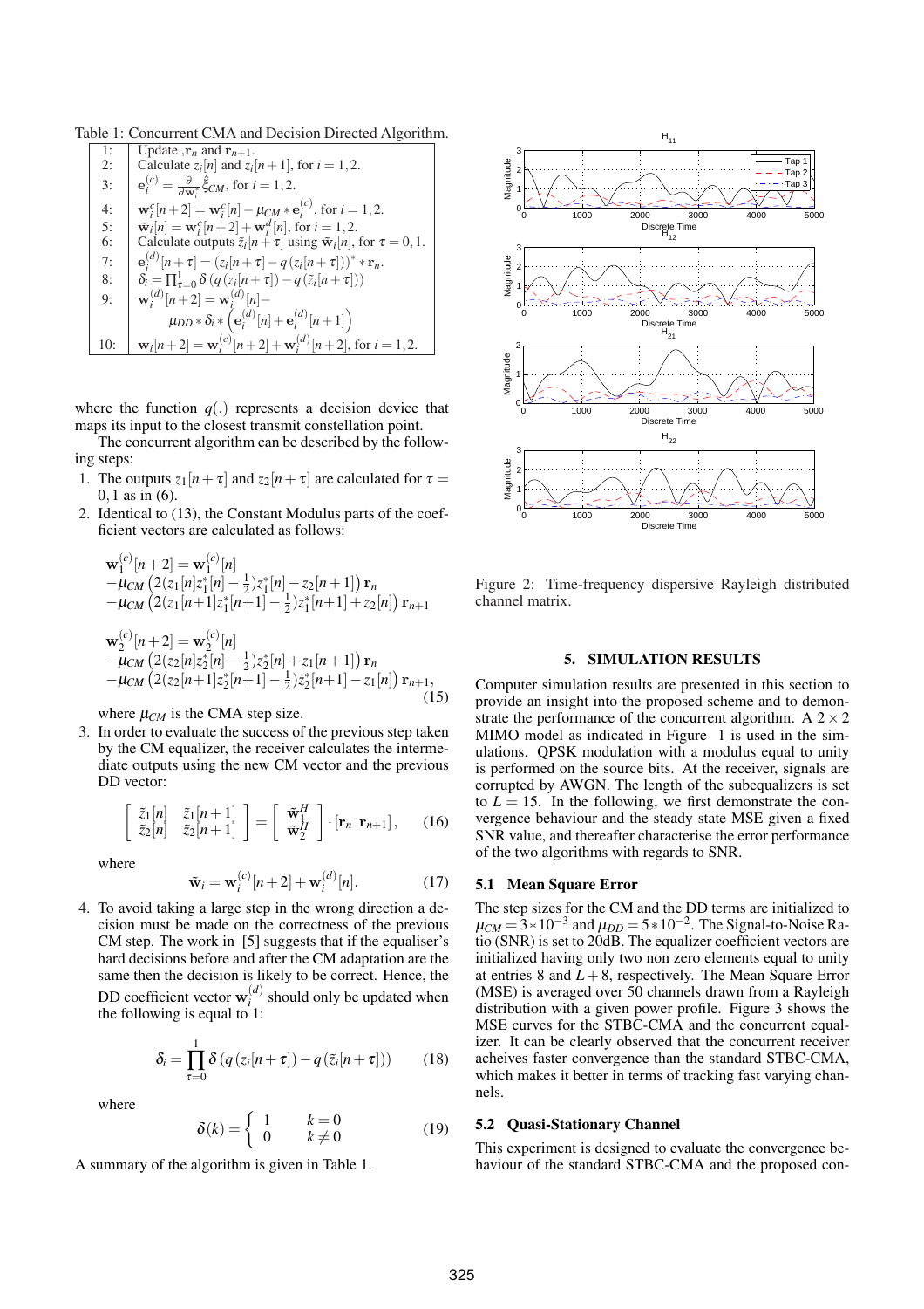Table 1: Concurrent CMA and Decision Directed Algorithm.

| | |
|---|---|
| 1: | Update ,$\mathbf{r}_n$ and $\mathbf{r}_{n+1}$. |
| 2: | Calculate $z_i[n]$ and $z_i[n+1]$, for $i=1,2$. |
| 3: | $\mathbf{e}_i^{(c)} = \frac{\partial}{\partial \mathbf{w}_i^*} \hat{\xi}_{CM}$, for $i=1,2$. |
| 4: | $\mathbf{w}_i^c[n+2] = \mathbf{w}_i^c[n] - \mu_{CM} * \mathbf{e}_i^{(c)}$, for $i=1,2$. |
| 5: | $\tilde{\mathbf{w}}_i[n] = \mathbf{w}_i^c[n+2] + \mathbf{w}_i^d[n]$, for $i=1,2$. |
| 6: | Calculate outputs $\tilde{z}_i[n+\tau]$ using $\tilde{\mathbf{w}}_i[n]$, for $\tau = 0,1$. |
| 7: | $\mathbf{e}_i^{(d)}[n+\tau] = (z_i[n+\tau] - q(z_i[n+\tau]))^* * \mathbf{r}_n$. |
| 8: | $\delta_i = \prod_{\tau=0}^{1} \delta\left(q\left(z_i[n+\tau]\right) - q\left(\tilde{z}_i[n+\tau]\right)\right)$ |
| 9: | $\mathbf{w}_i^{(d)}[n+2] = \mathbf{w}_i^{(d)}[n] - \mu_{DD} * \delta_i * \left(\mathbf{e}_i^{(d)}[n] + \mathbf{e}_i^{(d)}[n+1]\right)$ |
| 10: | $\mathbf{w}_i[n+2] = \mathbf{w}_i^{(c)}[n+2] + \mathbf{w}_i^{(d)}[n+2]$, for $i=1,2$. |

where the function $q(.)$ represents a decision device that maps its input to the closest transmit constellation point.

The concurrent algorithm can be described by the following steps:

1. The outputs $z_1[n+\tau]$ and $z_2[n+\tau]$ are calculated for $\tau = 0,1$ as in (6).
2. Identical to (13), the Constant Modulus parts of the coefficient vectors are calculated as follows:

$$
\begin{aligned}
&\mathbf{w}_1^{(c)}[n+2] = \mathbf{w}_1^{(c)}[n] \\
&-\mu_{CM}\left(2(z_1[n]z_1^*[n] - \tfrac{1}{2})z_1^*[n] - z_2[n+1]\right)\mathbf{r}_n \\
&-\mu_{CM}\left(2(z_1[n+1]z_1^*[n+1] - \tfrac{1}{2})z_1^*[n+1] + z_2[n]\right)\mathbf{r}_{n+1} \\
&\mathbf{w}_2^{(c)}[n+2] = \mathbf{w}_2^{(c)}[n] \\
&-\mu_{CM}\left(2(z_2[n]z_2^*[n] - \tfrac{1}{2})z_2^*[n] + z_1[n+1]\right)\mathbf{r}_n \\
&-\mu_{CM}\left(2(z_2[n+1]z_2^*[n+1] - \tfrac{1}{2})z_2^*[n+1] - z_1[n]\right)\mathbf{r}_{n+1},
\end{aligned}
\tag{15}
$$

   where $\mu_{CM}$ is the CMA step size.
3. In order to evaluate the success of the previous step taken by the CM equalizer, the receiver calculates the intermediate outputs using the new CM vector and the previous DD vector:

$$
\begin{bmatrix} \tilde{z}_1[n] & \tilde{z}_1[n+1] \\ \tilde{z}_2[n] & \tilde{z}_2[n+1] \end{bmatrix} = \begin{bmatrix} \tilde{\mathbf{w}}_1^H \\ \tilde{\mathbf{w}}_2^H \end{bmatrix} \cdot [\mathbf{r}_n \ \ \mathbf{r}_{n+1}], \tag{16}
$$

   where

$$
\tilde{\mathbf{w}}_i = \mathbf{w}_i^{(c)}[n+2] + \mathbf{w}_i^{(d)}[n]. \tag{17}
$$

4. To avoid taking a large step in the wrong direction a decision must be made on the correctness of the previous CM step. The work in [5] suggests that if the equaliser's hard decisions before and after the CM adaptation are the same then the decision is likely to be correct. Hence, the DD coefficient vector $\mathbf{w}_i^{(d)}$ should only be updated when the following is equal to 1:

$$
\delta_i = \prod_{\tau=0}^{1} \delta\left(q\left(z_i[n+\tau]\right) - q\left(\tilde{z}_i[n+\tau]\right)\right) \tag{18}
$$

   where

$$
\delta(k) = \begin{cases} 1 & k = 0 \\ 0 & k \neq 0 \end{cases} \tag{19}
$$

A summary of the algorithm is given in Table 1.

Figure 2: Time-frequency dispersive Rayleigh distributed channel matrix.

## 5. SIMULATION RESULTS

Computer simulation results are presented in this section to provide an insight into the proposed scheme and to demonstrate the performance of the concurrent algorithm. A $2 \times 2$ MIMO model as indicated in Figure 1 is used in the simulations. QPSK modulation with a modulus equal to unity is performed on the source bits. At the receiver, signals are corrupted by AWGN. The length of the subequalizers is set to $L = 15$. In the following, we first demonstrate the convergence behaviour and the steady state MSE given a fixed SNR value, and thereafter characterise the error performance of the two algorithms with regards to SNR.

### 5.1 Mean Square Error

The step sizes for the CM and the DD terms are initialized to $\mu_{CM} = 3*10^{-3}$ and $\mu_{DD} = 5*10^{-2}$. The Signal-to-Noise Ratio (SNR) is set to 20dB. The equalizer coefficient vectors are initialized having only two non zero elements equal to unity at entries 8 and $L+8$, respectively. The Mean Square Error (MSE) is averaged over 50 channels drawn from a Rayleigh distribution with a given power profile. Figure 3 shows the MSE curves for the STBC-CMA and the concurrent equalizer. It can be clearly observed that the concurrent receiver acheives faster convergence than the standard STBC-CMA, which makes it better in terms of tracking fast varying channels.

### 5.2 Quasi-Stationary Channel

This experiment is designed to evaluate the convergence behaviour of the standard STBC-CMA and the proposed con-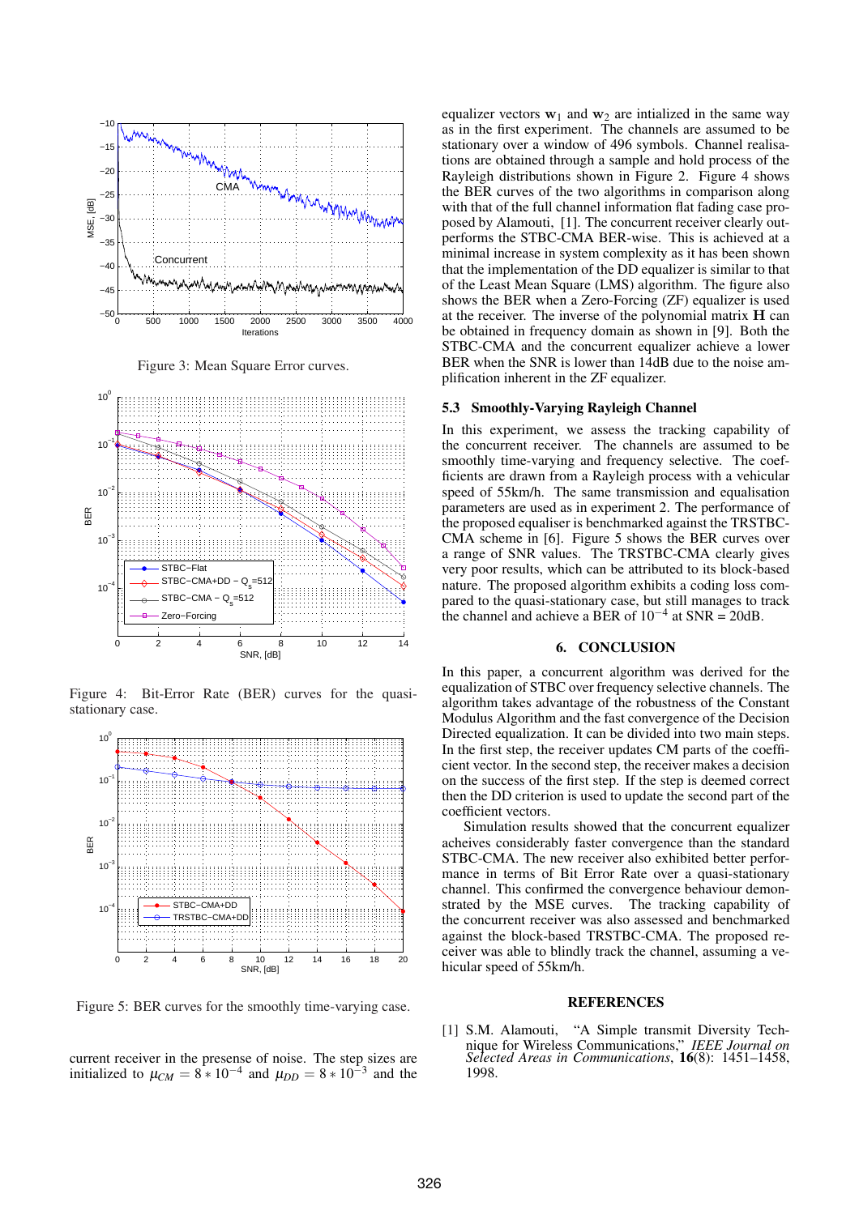Figure 3: Mean Square Error curves.

Figure 4: Bit-Error Rate (BER) curves for the quasi-stationary case.

Figure 5: BER curves for the smoothly time-varying case.

current receiver in the presense of noise. The step sizes are initialized to $\mu_{CM} = 8 * 10^{-4}$ and $\mu_{DD} = 8 * 10^{-3}$ and the equalizer vectors $\mathbf{w}_1$ and $\mathbf{w}_2$ are intialized in the same way as in the first experiment. The channels are assumed to be stationary over a window of 496 symbols. Channel realisations are obtained through a sample and hold process of the Rayleigh distributions shown in Figure 2. Figure 4 shows the BER curves of the two algorithms in comparison along with that of the full channel information flat fading case proposed by Alamouti, [1]. The concurrent receiver clearly outperforms the STBC-CMA BER-wise. This is achieved at a minimal increase in system complexity as it has been shown that the implementation of the DD equalizer is similar to that of the Least Mean Square (LMS) algorithm. The figure also shows the BER when a Zero-Forcing (ZF) equalizer is used at the receiver. The inverse of the polynomial matrix $\mathbf{H}$ can be obtained in frequency domain as shown in [9]. Both the STBC-CMA and the concurrent equalizer achieve a lower BER when the SNR is lower than 14dB due to the noise amplification inherent in the ZF equalizer.

### 5.3 Smoothly-Varying Rayleigh Channel

In this experiment, we assess the tracking capability of the concurrent receiver. The channels are assumed to be smoothly time-varying and frequency selective. The coefficients are drawn from a Rayleigh process with a vehicular speed of 55km/h. The same transmission and equalisation parameters are used as in experiment 2. The performance of the proposed equaliser is benchmarked against the TRSTBC-CMA scheme in [6]. Figure 5 shows the BER curves over a range of SNR values. The TRSTBC-CMA clearly gives very poor results, which can be attributed to its block-based nature. The proposed algorithm exhibits a coding loss compared to the quasi-stationary case, but still manages to track the channel and achieve a BER of $10^{-4}$ at SNR = 20dB.

## 6. CONCLUSION

In this paper, a concurrent algorithm was derived for the equalization of STBC over frequency selective channels. The algorithm takes advantage of the robustness of the Constant Modulus Algorithm and the fast convergence of the Decision Directed equalization. It can be divided into two main steps. In the first step, the receiver updates CM parts of the coefficient vector. In the second step, the receiver makes a decision on the success of the first step. If the step is deemed correct then the DD criterion is used to update the second part of the coefficient vectors.

Simulation results showed that the concurrent equalizer acheives considerably faster convergence than the standard STBC-CMA. The new receiver also exhibited better performance in terms of Bit Error Rate over a quasi-stationary channel. This confirmed the convergence behaviour demonstrated by the MSE curves. The tracking capability of the concurrent receiver was also assessed and benchmarked against the block-based TRSTBC-CMA. The proposed receiver was able to blindly track the channel, assuming a vehicular speed of 55km/h.

## REFERENCES

[1] S.M. Alamouti, "A Simple transmit Diversity Technique for Wireless Communications," *IEEE Journal on Selected Areas in Communications*, **16**(8): 1451–1458, 1998.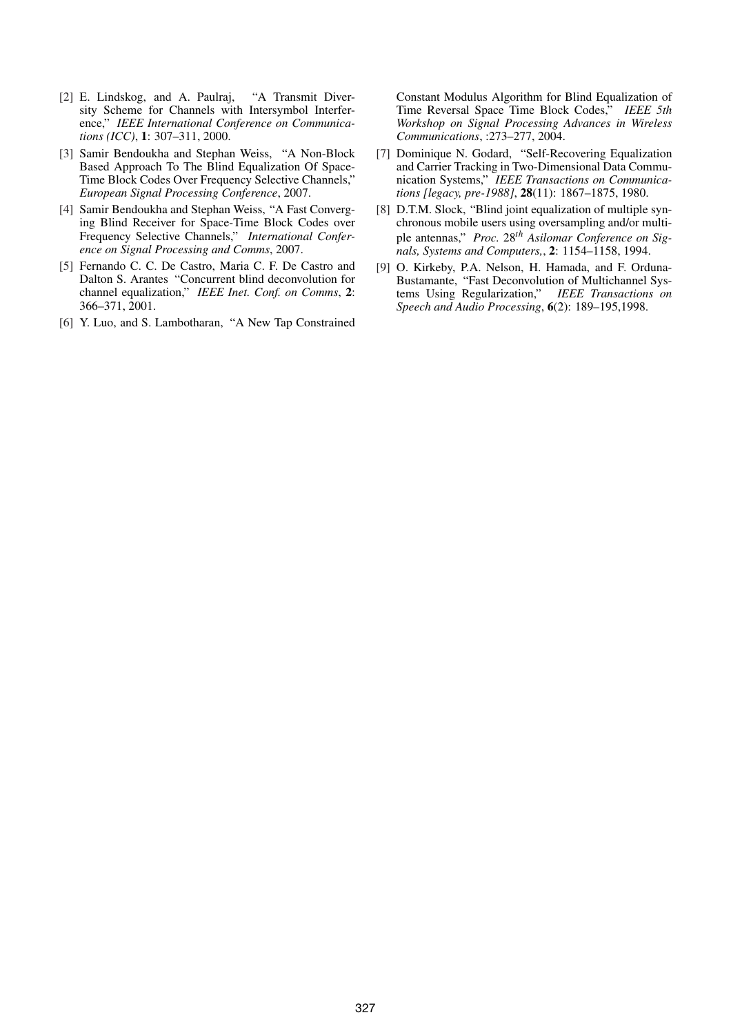[2] E. Lindskog, and A. Paulraj, "A Transmit Diversity Scheme for Channels with Intersymbol Interference," *IEEE International Conference on Communications (ICC)*, **1**: 307–311, 2000.

[3] Samir Bendoukha and Stephan Weiss, "A Non-Block Based Approach To The Blind Equalization Of Space-Time Block Codes Over Frequency Selective Channels," *European Signal Processing Conference*, 2007.

[4] Samir Bendoukha and Stephan Weiss, "A Fast Converging Blind Receiver for Space-Time Block Codes over Frequency Selective Channels," *International Conference on Signal Processing and Comms*, 2007.

[5] Fernando C. C. De Castro, Maria C. F. De Castro and Dalton S. Arantes "Concurrent blind deconvolution for channel equalization," *IEEE Inet. Conf. on Comms*, **2**: 366–371, 2001.

[6] Y. Luo, and S. Lambotharan, "A New Tap Constrained Constant Modulus Algorithm for Blind Equalization of Time Reversal Space Time Block Codes," *IEEE 5th Workshop on Signal Processing Advances in Wireless Communications*, :273–277, 2004.

[7] Dominique N. Godard, "Self-Recovering Equalization and Carrier Tracking in Two-Dimensional Data Communication Systems," *IEEE Transactions on Communications [legacy, pre-1988]*, **28**(11): 1867–1875, 1980.

[8] D.T.M. Slock, "Blind joint equalization of multiple synchronous mobile users using oversampling and/or multiple antennas," *Proc.* 28*th* *Asilomar Conference on Signals, Systems and Computers,*, **2**: 1154–1158, 1994.

[9] O. Kirkeby, P.A. Nelson, H. Hamada, and F. Orduna-Bustamante, "Fast Deconvolution of Multichannel Systems Using Regularization," *IEEE Transactions on Speech and Audio Processing*, **6**(2): 189–195,1998.